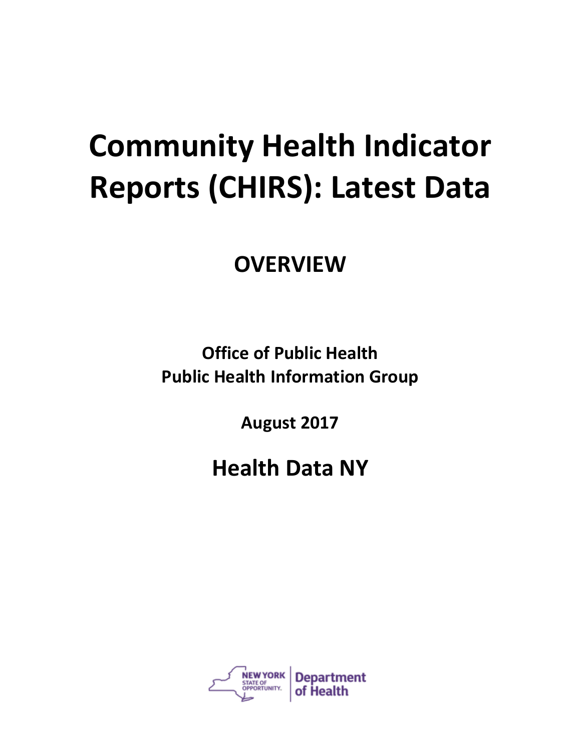# Community Health Indicator Reports (CHIRS): Latest Data

## OVERVIEW

**Office of Public Health**
**Public Health Information Group**

**August 2017**

## Health Data NY

NEW YORK STATE OF OPPORTUNITY. | Department of Health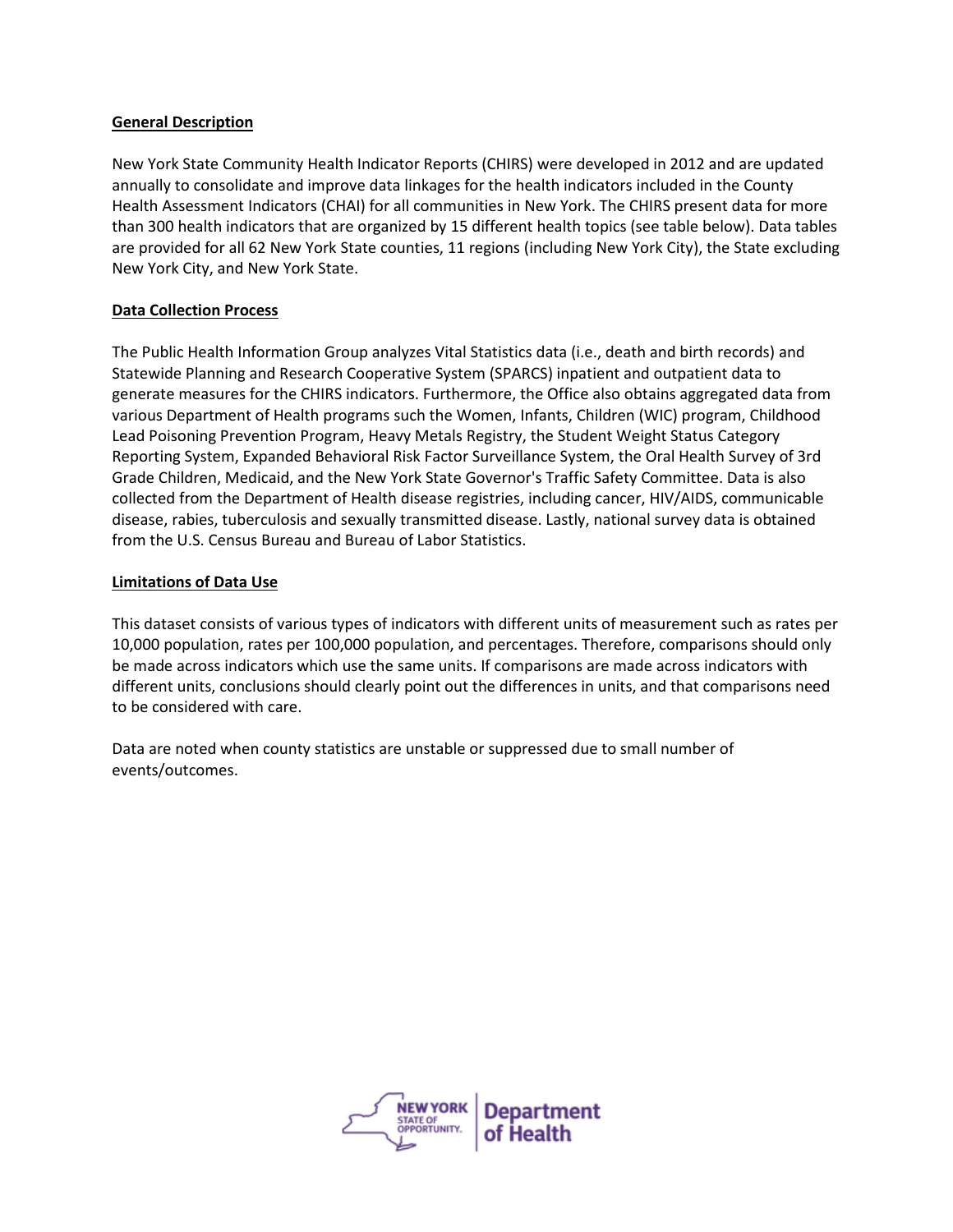## General Description

New York State Community Health Indicator Reports (CHIRS) were developed in 2012 and are updated annually to consolidate and improve data linkages for the health indicators included in the County Health Assessment Indicators (CHAI) for all communities in New York. The CHIRS present data for more than 300 health indicators that are organized by 15 different health topics (see table below). Data tables are provided for all 62 New York State counties, 11 regions (including New York City), the State excluding New York City, and New York State.

## Data Collection Process

The Public Health Information Group analyzes Vital Statistics data (i.e., death and birth records) and Statewide Planning and Research Cooperative System (SPARCS) inpatient and outpatient data to generate measures for the CHIRS indicators. Furthermore, the Office also obtains aggregated data from various Department of Health programs such the Women, Infants, Children (WIC) program, Childhood Lead Poisoning Prevention Program, Heavy Metals Registry, the Student Weight Status Category Reporting System, Expanded Behavioral Risk Factor Surveillance System, the Oral Health Survey of 3rd Grade Children, Medicaid, and the New York State Governor's Traffic Safety Committee. Data is also collected from the Department of Health disease registries, including cancer, HIV/AIDS, communicable disease, rabies, tuberculosis and sexually transmitted disease. Lastly, national survey data is obtained from the U.S. Census Bureau and Bureau of Labor Statistics.

## Limitations of Data Use

This dataset consists of various types of indicators with different units of measurement such as rates per 10,000 population, rates per 100,000 population, and percentages. Therefore, comparisons should only be made across indicators which use the same units. If comparisons are made across indicators with different units, conclusions should clearly point out the differences in units, and that comparisons need to be considered with care.

Data are noted when county statistics are unstable or suppressed due to small number of events/outcomes.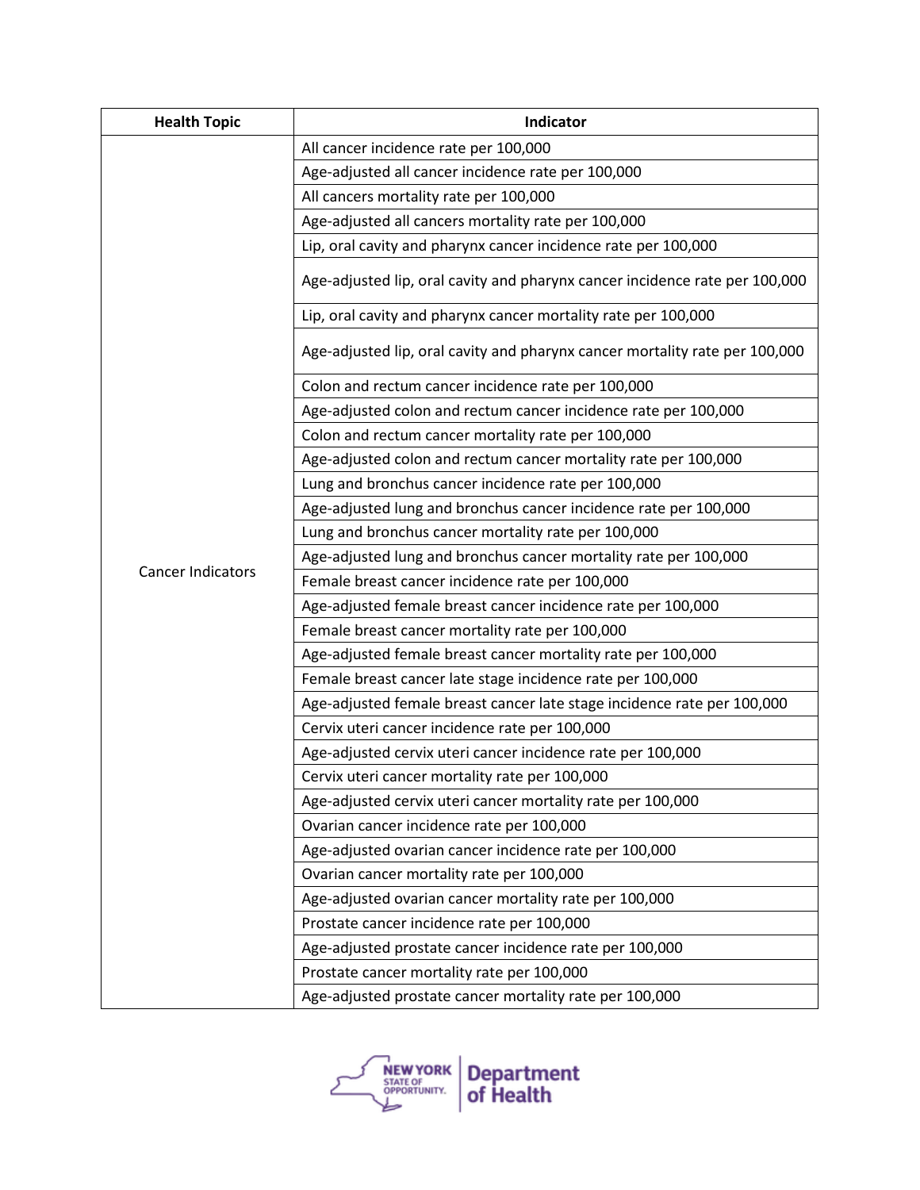| Health Topic | Indicator |
|---|---|
| Cancer Indicators | All cancer incidence rate per 100,000 |
| | Age-adjusted all cancer incidence rate per 100,000 |
| | All cancers mortality rate per 100,000 |
| | Age-adjusted all cancers mortality rate per 100,000 |
| | Lip, oral cavity and pharynx cancer incidence rate per 100,000 |
| | Age-adjusted lip, oral cavity and pharynx cancer incidence rate per 100,000 |
| | Lip, oral cavity and pharynx cancer mortality rate per 100,000 |
| | Age-adjusted lip, oral cavity and pharynx cancer mortality rate per 100,000 |
| | Colon and rectum cancer incidence rate per 100,000 |
| | Age-adjusted colon and rectum cancer incidence rate per 100,000 |
| | Colon and rectum cancer mortality rate per 100,000 |
| | Age-adjusted colon and rectum cancer mortality rate per 100,000 |
| | Lung and bronchus cancer incidence rate per 100,000 |
| | Age-adjusted lung and bronchus cancer incidence rate per 100,000 |
| | Lung and bronchus cancer mortality rate per 100,000 |
| | Age-adjusted lung and bronchus cancer mortality rate per 100,000 |
| | Female breast cancer incidence rate per 100,000 |
| | Age-adjusted female breast cancer incidence rate per 100,000 |
| | Female breast cancer mortality rate per 100,000 |
| | Age-adjusted female breast cancer mortality rate per 100,000 |
| | Female breast cancer late stage incidence rate per 100,000 |
| | Age-adjusted female breast cancer late stage incidence rate per 100,000 |
| | Cervix uteri cancer incidence rate per 100,000 |
| | Age-adjusted cervix uteri cancer incidence rate per 100,000 |
| | Cervix uteri cancer mortality rate per 100,000 |
| | Age-adjusted cervix uteri cancer mortality rate per 100,000 |
| | Ovarian cancer incidence rate per 100,000 |
| | Age-adjusted ovarian cancer incidence rate per 100,000 |
| | Ovarian cancer mortality rate per 100,000 |
| | Age-adjusted ovarian cancer mortality rate per 100,000 |
| | Prostate cancer incidence rate per 100,000 |
| | Age-adjusted prostate cancer incidence rate per 100,000 |
| | Prostate cancer mortality rate per 100,000 |
| | Age-adjusted prostate cancer mortality rate per 100,000 |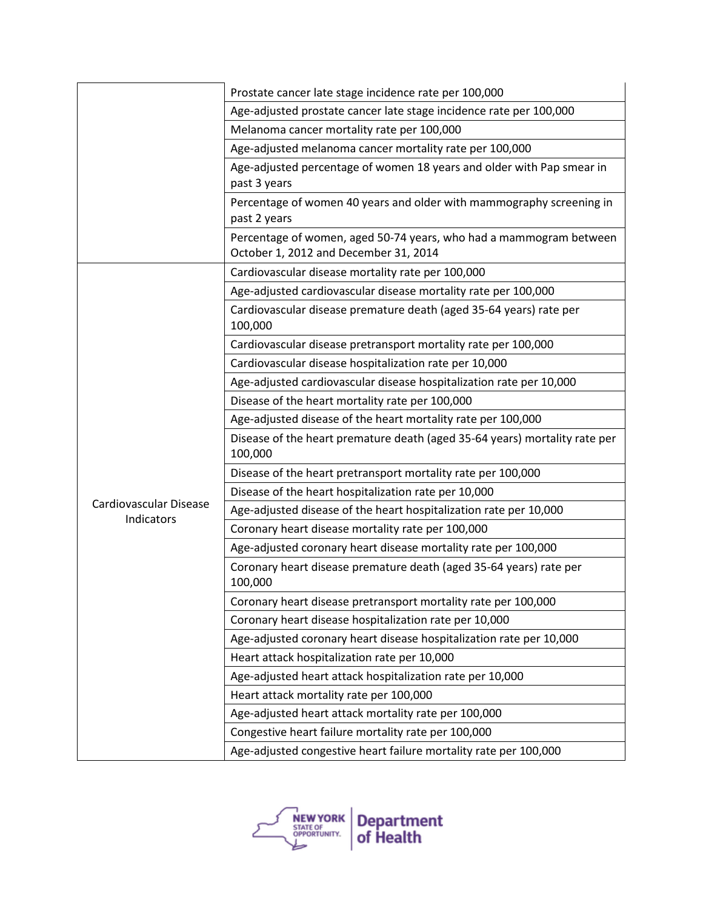| | |
|---|---|
| | Prostate cancer late stage incidence rate per 100,000 |
| | Age-adjusted prostate cancer late stage incidence rate per 100,000 |
| | Melanoma cancer mortality rate per 100,000 |
| | Age-adjusted melanoma cancer mortality rate per 100,000 |
| | Age-adjusted percentage of women 18 years and older with Pap smear in past 3 years |
| | Percentage of women 40 years and older with mammography screening in past 2 years |
| | Percentage of women, aged 50-74 years, who had a mammogram between October 1, 2012 and December 31, 2014 |
| Cardiovascular Disease Indicators | Cardiovascular disease mortality rate per 100,000 |
| | Age-adjusted cardiovascular disease mortality rate per 100,000 |
| | Cardiovascular disease premature death (aged 35-64 years) rate per 100,000 |
| | Cardiovascular disease pretransport mortality rate per 100,000 |
| | Cardiovascular disease hospitalization rate per 10,000 |
| | Age-adjusted cardiovascular disease hospitalization rate per 10,000 |
| | Disease of the heart mortality rate per 100,000 |
| | Age-adjusted disease of the heart mortality rate per 100,000 |
| | Disease of the heart premature death (aged 35-64 years) mortality rate per 100,000 |
| | Disease of the heart pretransport mortality rate per 100,000 |
| | Disease of the heart hospitalization rate per 10,000 |
| | Age-adjusted disease of the heart hospitalization rate per 10,000 |
| | Coronary heart disease mortality rate per 100,000 |
| | Age-adjusted coronary heart disease mortality rate per 100,000 |
| | Coronary heart disease premature death (aged 35-64 years) rate per 100,000 |
| | Coronary heart disease pretransport mortality rate per 100,000 |
| | Coronary heart disease hospitalization rate per 10,000 |
| | Age-adjusted coronary heart disease hospitalization rate per 10,000 |
| | Heart attack hospitalization rate per 10,000 |
| | Age-adjusted heart attack hospitalization rate per 10,000 |
| | Heart attack mortality rate per 100,000 |
| | Age-adjusted heart attack mortality rate per 100,000 |
| | Congestive heart failure mortality rate per 100,000 |
| | Age-adjusted congestive heart failure mortality rate per 100,000 |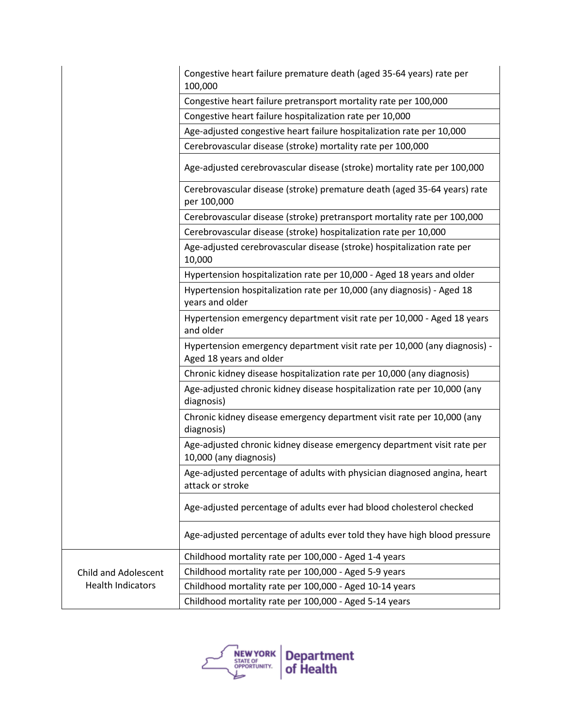| | |
|---|---|
| | Congestive heart failure premature death (aged 35-64 years) rate per 100,000 |
| | Congestive heart failure pretransport mortality rate per 100,000 |
| | Congestive heart failure hospitalization rate per 10,000 |
| | Age-adjusted congestive heart failure hospitalization rate per 10,000 |
| | Cerebrovascular disease (stroke) mortality rate per 100,000 |
| | Age-adjusted cerebrovascular disease (stroke) mortality rate per 100,000 |
| | Cerebrovascular disease (stroke) premature death (aged 35-64 years) rate per 100,000 |
| | Cerebrovascular disease (stroke) pretransport mortality rate per 100,000 |
| | Cerebrovascular disease (stroke) hospitalization rate per 10,000 |
| | Age-adjusted cerebrovascular disease (stroke) hospitalization rate per 10,000 |
| | Hypertension hospitalization rate per 10,000 - Aged 18 years and older |
| | Hypertension hospitalization rate per 10,000 (any diagnosis) - Aged 18 years and older |
| | Hypertension emergency department visit rate per 10,000 - Aged 18 years and older |
| | Hypertension emergency department visit rate per 10,000 (any diagnosis) - Aged 18 years and older |
| | Chronic kidney disease hospitalization rate per 10,000 (any diagnosis) |
| | Age-adjusted chronic kidney disease hospitalization rate per 10,000 (any diagnosis) |
| | Chronic kidney disease emergency department visit rate per 10,000 (any diagnosis) |
| | Age-adjusted chronic kidney disease emergency department visit rate per 10,000 (any diagnosis) |
| | Age-adjusted percentage of adults with physician diagnosed angina, heart attack or stroke |
| | Age-adjusted percentage of adults ever had blood cholesterol checked |
| | Age-adjusted percentage of adults ever told they have high blood pressure |
| Child and Adolescent Health Indicators | Childhood mortality rate per 100,000 - Aged 1-4 years |
| | Childhood mortality rate per 100,000 - Aged 5-9 years |
| | Childhood mortality rate per 100,000 - Aged 10-14 years |
| | Childhood mortality rate per 100,000 - Aged 5-14 years |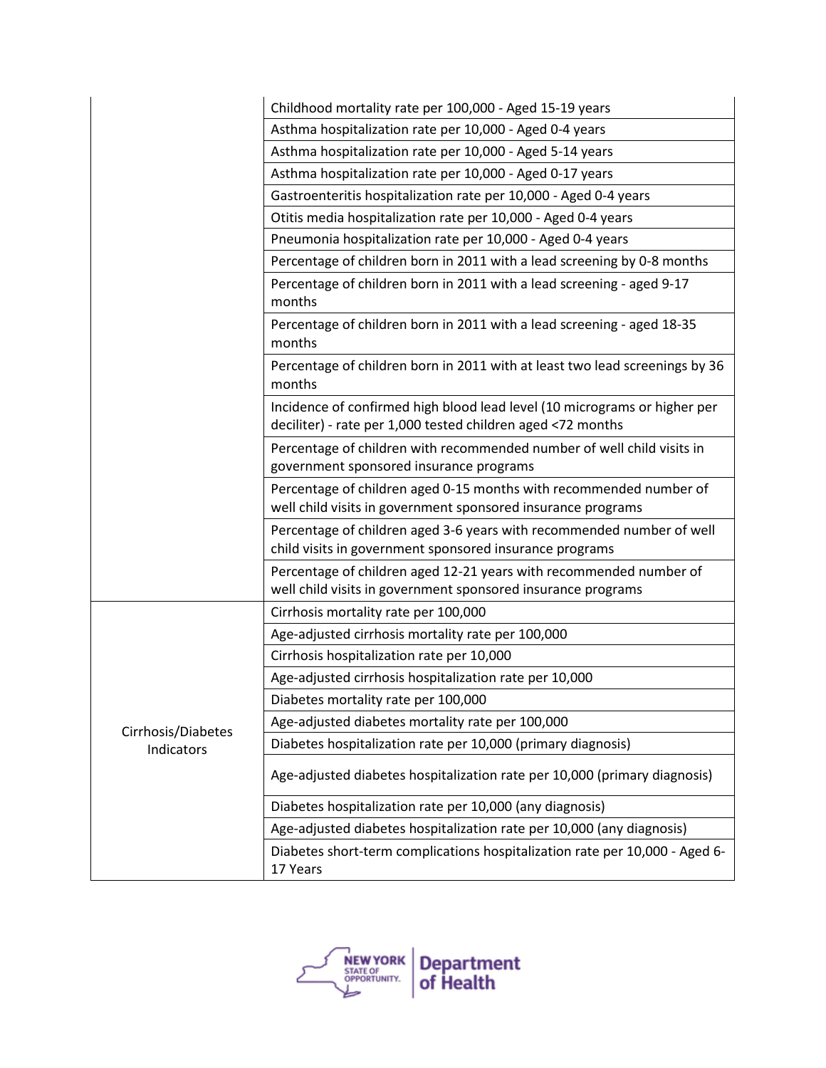| | |
|---|---|
| | Childhood mortality rate per 100,000 - Aged 15-19 years |
| | Asthma hospitalization rate per 10,000 - Aged 0-4 years |
| | Asthma hospitalization rate per 10,000 - Aged 5-14 years |
| | Asthma hospitalization rate per 10,000 - Aged 0-17 years |
| | Gastroenteritis hospitalization rate per 10,000 - Aged 0-4 years |
| | Otitis media hospitalization rate per 10,000 - Aged 0-4 years |
| | Pneumonia hospitalization rate per 10,000 - Aged 0-4 years |
| | Percentage of children born in 2011 with a lead screening by 0-8 months |
| | Percentage of children born in 2011 with a lead screening - aged 9-17 months |
| | Percentage of children born in 2011 with a lead screening - aged 18-35 months |
| | Percentage of children born in 2011 with at least two lead screenings by 36 months |
| | Incidence of confirmed high blood lead level (10 micrograms or higher per deciliter) - rate per 1,000 tested children aged <72 months |
| | Percentage of children with recommended number of well child visits in government sponsored insurance programs |
| | Percentage of children aged 0-15 months with recommended number of well child visits in government sponsored insurance programs |
| | Percentage of children aged 3-6 years with recommended number of well child visits in government sponsored insurance programs |
| | Percentage of children aged 12-21 years with recommended number of well child visits in government sponsored insurance programs |
| Cirrhosis/Diabetes Indicators | Cirrhosis mortality rate per 100,000 |
| | Age-adjusted cirrhosis mortality rate per 100,000 |
| | Cirrhosis hospitalization rate per 10,000 |
| | Age-adjusted cirrhosis hospitalization rate per 10,000 |
| | Diabetes mortality rate per 100,000 |
| | Age-adjusted diabetes mortality rate per 100,000 |
| | Diabetes hospitalization rate per 10,000 (primary diagnosis) |
| | Age-adjusted diabetes hospitalization rate per 10,000 (primary diagnosis) |
| | Diabetes hospitalization rate per 10,000 (any diagnosis) |
| | Age-adjusted diabetes hospitalization rate per 10,000 (any diagnosis) |
| | Diabetes short-term complications hospitalization rate per 10,000 - Aged 6-17 Years |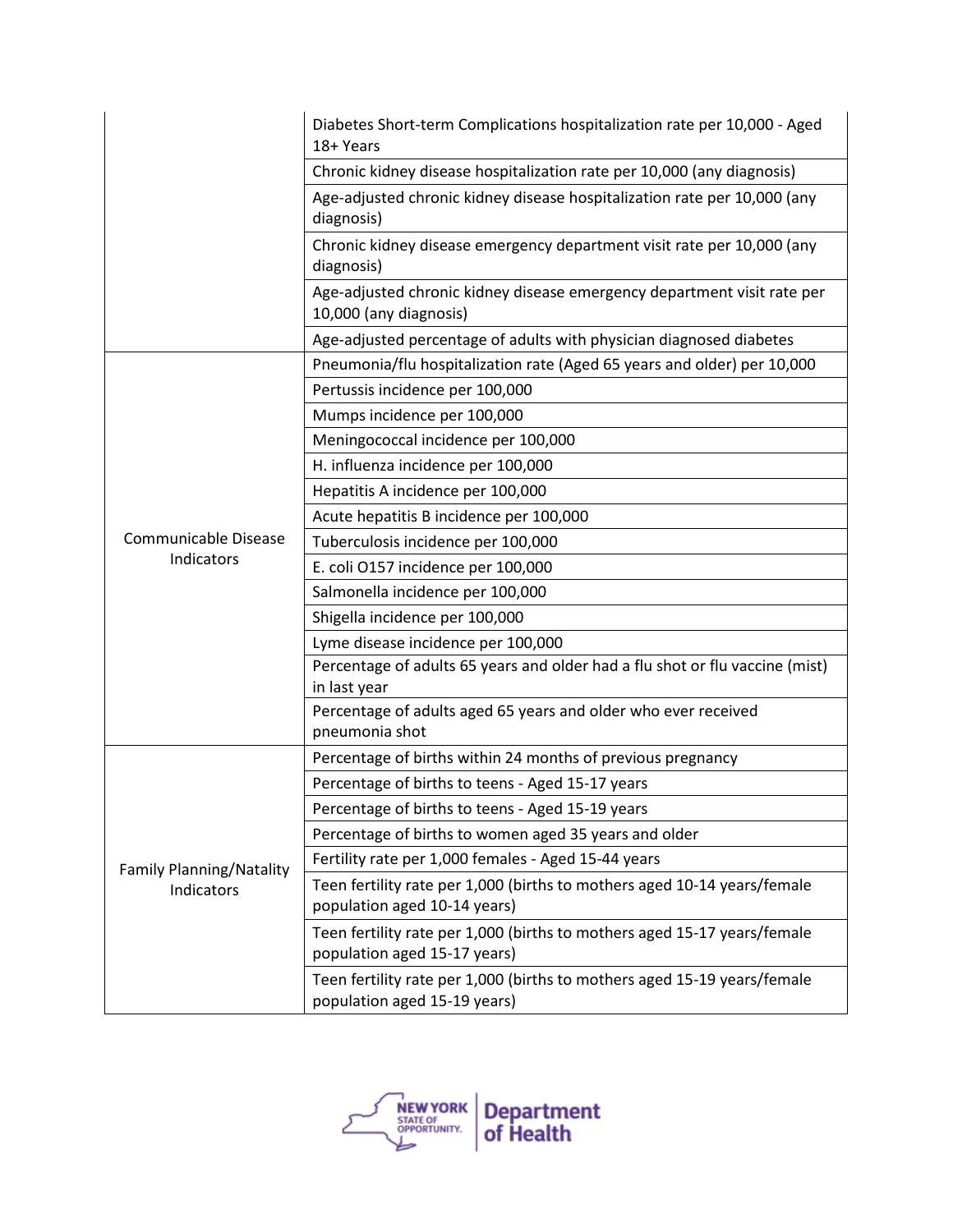| | |
|---|---|
| | Diabetes Short-term Complications hospitalization rate per 10,000 - Aged 18+ Years |
| | Chronic kidney disease hospitalization rate per 10,000 (any diagnosis) |
| | Age-adjusted chronic kidney disease hospitalization rate per 10,000 (any diagnosis) |
| | Chronic kidney disease emergency department visit rate per 10,000 (any diagnosis) |
| | Age-adjusted chronic kidney disease emergency department visit rate per 10,000 (any diagnosis) |
| | Age-adjusted percentage of adults with physician diagnosed diabetes |
| Communicable Disease Indicators | Pneumonia/flu hospitalization rate (Aged 65 years and older) per 10,000 |
| | Pertussis incidence per 100,000 |
| | Mumps incidence per 100,000 |
| | Meningococcal incidence per 100,000 |
| | H. influenza incidence per 100,000 |
| | Hepatitis A incidence per 100,000 |
| | Acute hepatitis B incidence per 100,000 |
| | Tuberculosis incidence per 100,000 |
| | E. coli O157 incidence per 100,000 |
| | Salmonella incidence per 100,000 |
| | Shigella incidence per 100,000 |
| | Lyme disease incidence per 100,000 |
| | Percentage of adults 65 years and older had a flu shot or flu vaccine (mist) in last year |
| | Percentage of adults aged 65 years and older who ever received pneumonia shot |
| Family Planning/Natality Indicators | Percentage of births within 24 months of previous pregnancy |
| | Percentage of births to teens - Aged 15-17 years |
| | Percentage of births to teens - Aged 15-19 years |
| | Percentage of births to women aged 35 years and older |
| | Fertility rate per 1,000 females - Aged 15-44 years |
| | Teen fertility rate per 1,000 (births to mothers aged 10-14 years/female population aged 10-14 years) |
| | Teen fertility rate per 1,000 (births to mothers aged 15-17 years/female population aged 15-17 years) |
| | Teen fertility rate per 1,000 (births to mothers aged 15-19 years/female population aged 15-19 years) |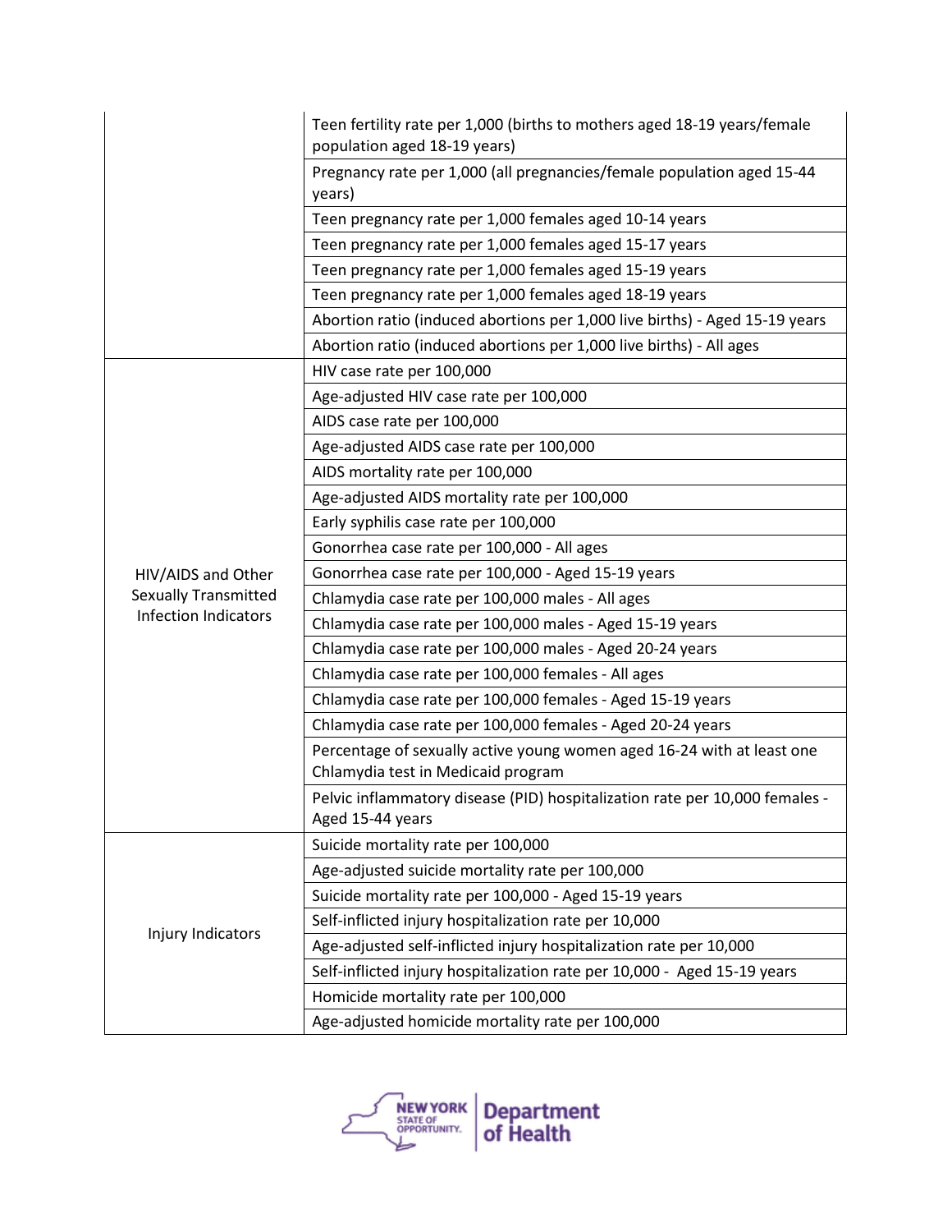| | |
|---|---|
| | Teen fertility rate per 1,000 (births to mothers aged 18-19 years/female population aged 18-19 years) |
| | Pregnancy rate per 1,000 (all pregnancies/female population aged 15-44 years) |
| | Teen pregnancy rate per 1,000 females aged 10-14 years |
| | Teen pregnancy rate per 1,000 females aged 15-17 years |
| | Teen pregnancy rate per 1,000 females aged 15-19 years |
| | Teen pregnancy rate per 1,000 females aged 18-19 years |
| | Abortion ratio (induced abortions per 1,000 live births) - Aged 15-19 years |
| | Abortion ratio (induced abortions per 1,000 live births) - All ages |
| HIV/AIDS and Other Sexually Transmitted Infection Indicators | HIV case rate per 100,000 |
| | Age-adjusted HIV case rate per 100,000 |
| | AIDS case rate per 100,000 |
| | Age-adjusted AIDS case rate per 100,000 |
| | AIDS mortality rate per 100,000 |
| | Age-adjusted AIDS mortality rate per 100,000 |
| | Early syphilis case rate per 100,000 |
| | Gonorrhea case rate per 100,000 - All ages |
| | Gonorrhea case rate per 100,000 - Aged 15-19 years |
| | Chlamydia case rate per 100,000 males - All ages |
| | Chlamydia case rate per 100,000 males - Aged 15-19 years |
| | Chlamydia case rate per 100,000 males - Aged 20-24 years |
| | Chlamydia case rate per 100,000 females - All ages |
| | Chlamydia case rate per 100,000 females - Aged 15-19 years |
| | Chlamydia case rate per 100,000 females - Aged 20-24 years |
| | Percentage of sexually active young women aged 16-24 with at least one Chlamydia test in Medicaid program |
| | Pelvic inflammatory disease (PID) hospitalization rate per 10,000 females - Aged 15-44 years |
| Injury Indicators | Suicide mortality rate per 100,000 |
| | Age-adjusted suicide mortality rate per 100,000 |
| | Suicide mortality rate per 100,000 - Aged 15-19 years |
| | Self-inflicted injury hospitalization rate per 10,000 |
| | Age-adjusted self-inflicted injury hospitalization rate per 10,000 |
| | Self-inflicted injury hospitalization rate per 10,000 - Aged 15-19 years |
| | Homicide mortality rate per 100,000 |
| | Age-adjusted homicide mortality rate per 100,000 |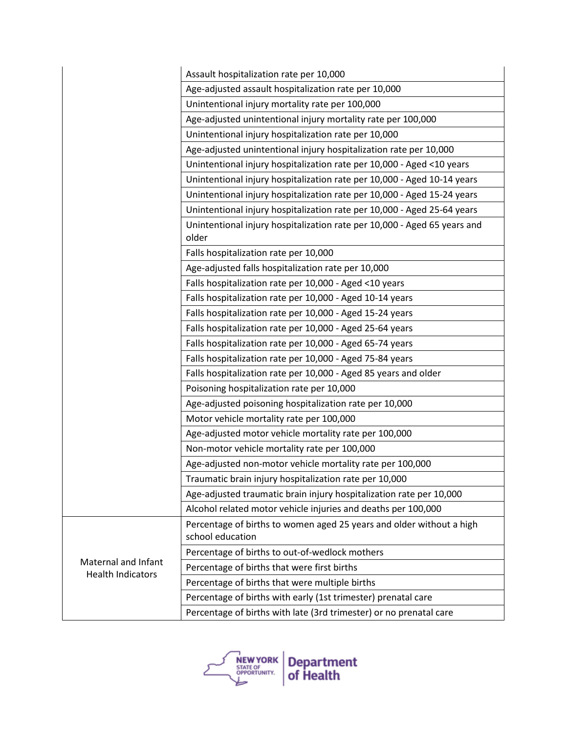| | |
|---|---|
| | Assault hospitalization rate per 10,000 |
| | Age-adjusted assault hospitalization rate per 10,000 |
| | Unintentional injury mortality rate per 100,000 |
| | Age-adjusted unintentional injury mortality rate per 100,000 |
| | Unintentional injury hospitalization rate per 10,000 |
| | Age-adjusted unintentional injury hospitalization rate per 10,000 |
| | Unintentional injury hospitalization rate per 10,000 - Aged <10 years |
| | Unintentional injury hospitalization rate per 10,000 - Aged 10-14 years |
| | Unintentional injury hospitalization rate per 10,000 - Aged 15-24 years |
| | Unintentional injury hospitalization rate per 10,000 - Aged 25-64 years |
| | Unintentional injury hospitalization rate per 10,000 - Aged 65 years and older |
| | Falls hospitalization rate per 10,000 |
| | Age-adjusted falls hospitalization rate per 10,000 |
| | Falls hospitalization rate per 10,000 - Aged <10 years |
| | Falls hospitalization rate per 10,000 - Aged 10-14 years |
| | Falls hospitalization rate per 10,000 - Aged 15-24 years |
| | Falls hospitalization rate per 10,000 - Aged 25-64 years |
| | Falls hospitalization rate per 10,000 - Aged 65-74 years |
| | Falls hospitalization rate per 10,000 - Aged 75-84 years |
| | Falls hospitalization rate per 10,000 - Aged 85 years and older |
| | Poisoning hospitalization rate per 10,000 |
| | Age-adjusted poisoning hospitalization rate per 10,000 |
| | Motor vehicle mortality rate per 100,000 |
| | Age-adjusted motor vehicle mortality rate per 100,000 |
| | Non-motor vehicle mortality rate per 100,000 |
| | Age-adjusted non-motor vehicle mortality rate per 100,000 |
| | Traumatic brain injury hospitalization rate per 10,000 |
| | Age-adjusted traumatic brain injury hospitalization rate per 10,000 |
| | Alcohol related motor vehicle injuries and deaths per 100,000 |
| Maternal and Infant Health Indicators | Percentage of births to women aged 25 years and older without a high school education |
| | Percentage of births to out-of-wedlock mothers |
| | Percentage of births that were first births |
| | Percentage of births that were multiple births |
| | Percentage of births with early (1st trimester) prenatal care |
| | Percentage of births with late (3rd trimester) or no prenatal care |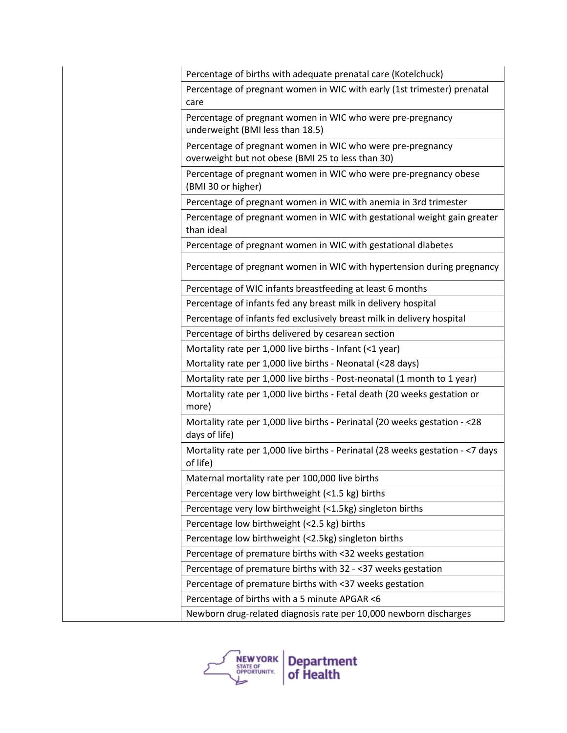| | |
|---|---|
| | Percentage of births with adequate prenatal care (Kotelchuck) |
| | Percentage of pregnant women in WIC with early (1st trimester) prenatal care |
| | Percentage of pregnant women in WIC who were pre-pregnancy underweight (BMI less than 18.5) |
| | Percentage of pregnant women in WIC who were pre-pregnancy overweight but not obese (BMI 25 to less than 30) |
| | Percentage of pregnant women in WIC who were pre-pregnancy obese (BMI 30 or higher) |
| | Percentage of pregnant women in WIC with anemia in 3rd trimester |
| | Percentage of pregnant women in WIC with gestational weight gain greater than ideal |
| | Percentage of pregnant women in WIC with gestational diabetes |
| | Percentage of pregnant women in WIC with hypertension during pregnancy |
| | Percentage of WIC infants breastfeeding at least 6 months |
| | Percentage of infants fed any breast milk in delivery hospital |
| | Percentage of infants fed exclusively breast milk in delivery hospital |
| | Percentage of births delivered by cesarean section |
| | Mortality rate per 1,000 live births - Infant (<1 year) |
| | Mortality rate per 1,000 live births - Neonatal (<28 days) |
| | Mortality rate per 1,000 live births - Post-neonatal (1 month to 1 year) |
| | Mortality rate per 1,000 live births - Fetal death (20 weeks gestation or more) |
| | Mortality rate per 1,000 live births - Perinatal (20 weeks gestation - <28 days of life) |
| | Mortality rate per 1,000 live births - Perinatal (28 weeks gestation - <7 days of life) |
| | Maternal mortality rate per 100,000 live births |
| | Percentage very low birthweight (<1.5 kg) births |
| | Percentage very low birthweight (<1.5kg) singleton births |
| | Percentage low birthweight (<2.5 kg) births |
| | Percentage low birthweight (<2.5kg) singleton births |
| | Percentage of premature births with <32 weeks gestation |
| | Percentage of premature births with 32 - <37 weeks gestation |
| | Percentage of premature births with <37 weeks gestation |
| | Percentage of births with a 5 minute APGAR <6 |
| | Newborn drug-related diagnosis rate per 10,000 newborn discharges |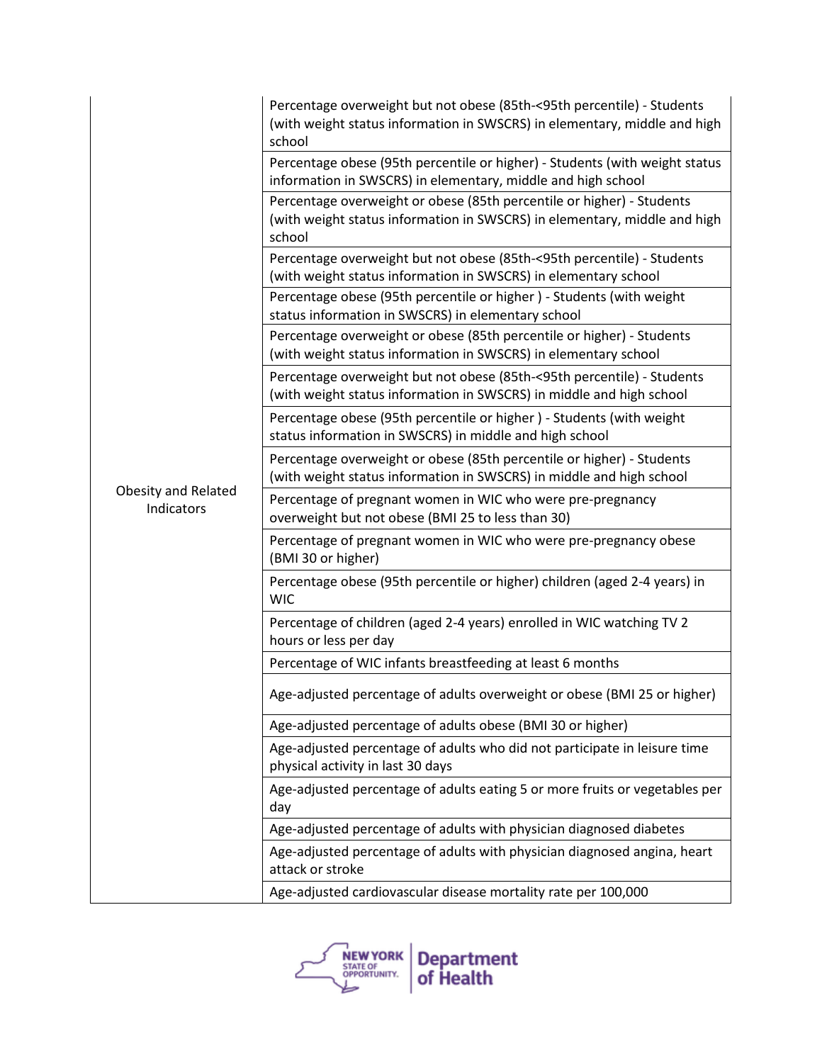| | |
|---|---|
| Obesity and Related Indicators | Percentage overweight but not obese (85th-<95th percentile) - Students (with weight status information in SWSCRS) in elementary, middle and high school |
| | Percentage obese (95th percentile or higher) - Students (with weight status information in SWSCRS) in elementary, middle and high school |
| | Percentage overweight or obese (85th percentile or higher) - Students (with weight status information in SWSCRS) in elementary, middle and high school |
| | Percentage overweight but not obese (85th-<95th percentile) - Students (with weight status information in SWSCRS) in elementary school |
| | Percentage obese (95th percentile or higher ) - Students (with weight status information in SWSCRS) in elementary school |
| | Percentage overweight or obese (85th percentile or higher) - Students (with weight status information in SWSCRS) in elementary school |
| | Percentage overweight but not obese (85th-<95th percentile) - Students (with weight status information in SWSCRS) in middle and high school |
| | Percentage obese (95th percentile or higher ) - Students (with weight status information in SWSCRS) in middle and high school |
| | Percentage overweight or obese (85th percentile or higher) - Students (with weight status information in SWSCRS) in middle and high school |
| | Percentage of pregnant women in WIC who were pre-pregnancy overweight but not obese (BMI 25 to less than 30) |
| | Percentage of pregnant women in WIC who were pre-pregnancy obese (BMI 30 or higher) |
| | Percentage obese (95th percentile or higher) children (aged 2-4 years) in WIC |
| | Percentage of children (aged 2-4 years) enrolled in WIC watching TV 2 hours or less per day |
| | Percentage of WIC infants breastfeeding at least 6 months |
| | Age-adjusted percentage of adults overweight or obese (BMI 25 or higher) |
| | Age-adjusted percentage of adults obese (BMI 30 or higher) |
| | Age-adjusted percentage of adults who did not participate in leisure time physical activity in last 30 days |
| | Age-adjusted percentage of adults eating 5 or more fruits or vegetables per day |
| | Age-adjusted percentage of adults with physician diagnosed diabetes |
| | Age-adjusted percentage of adults with physician diagnosed angina, heart attack or stroke |
| | Age-adjusted cardiovascular disease mortality rate per 100,000 |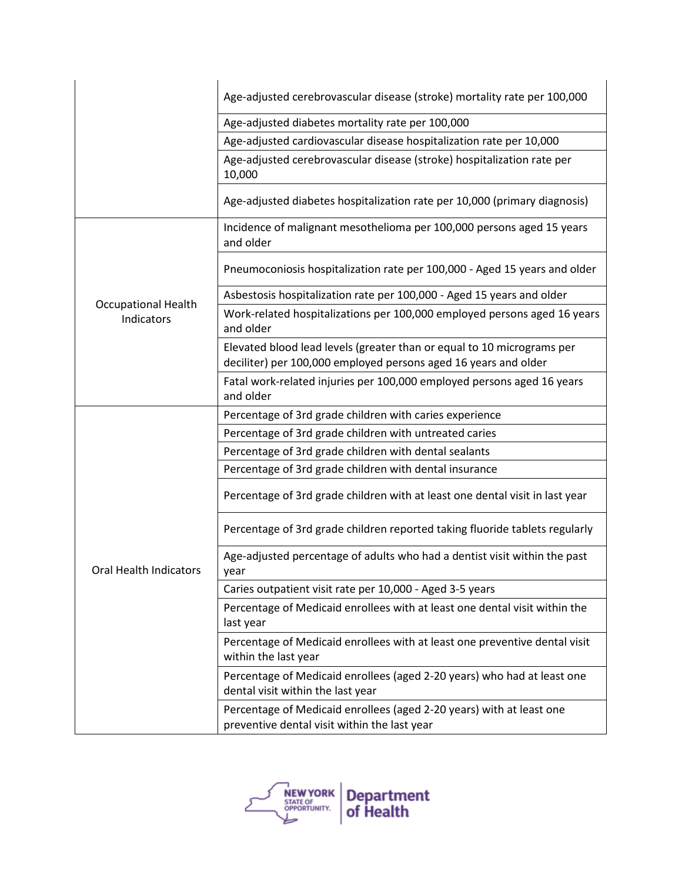| | |
|---|---|
| | Age-adjusted cerebrovascular disease (stroke) mortality rate per 100,000 |
| | Age-adjusted diabetes mortality rate per 100,000 |
| | Age-adjusted cardiovascular disease hospitalization rate per 10,000 |
| | Age-adjusted cerebrovascular disease (stroke) hospitalization rate per 10,000 |
| | Age-adjusted diabetes hospitalization rate per 10,000 (primary diagnosis) |
| Occupational Health Indicators | Incidence of malignant mesothelioma per 100,000 persons aged 15 years and older |
| | Pneumoconiosis hospitalization rate per 100,000 - Aged 15 years and older |
| | Asbestosis hospitalization rate per 100,000 - Aged 15 years and older |
| | Work-related hospitalizations per 100,000 employed persons aged 16 years and older |
| | Elevated blood lead levels (greater than or equal to 10 micrograms per deciliter) per 100,000 employed persons aged 16 years and older |
| | Fatal work-related injuries per 100,000 employed persons aged 16 years and older |
| Oral Health Indicators | Percentage of 3rd grade children with caries experience |
| | Percentage of 3rd grade children with untreated caries |
| | Percentage of 3rd grade children with dental sealants |
| | Percentage of 3rd grade children with dental insurance |
| | Percentage of 3rd grade children with at least one dental visit in last year |
| | Percentage of 3rd grade children reported taking fluoride tablets regularly |
| | Age-adjusted percentage of adults who had a dentist visit within the past year |
| | Caries outpatient visit rate per 10,000 - Aged 3-5 years |
| | Percentage of Medicaid enrollees with at least one dental visit within the last year |
| | Percentage of Medicaid enrollees with at least one preventive dental visit within the last year |
| | Percentage of Medicaid enrollees (aged 2-20 years) who had at least one dental visit within the last year |
| | Percentage of Medicaid enrollees (aged 2-20 years) with at least one preventive dental visit within the last year |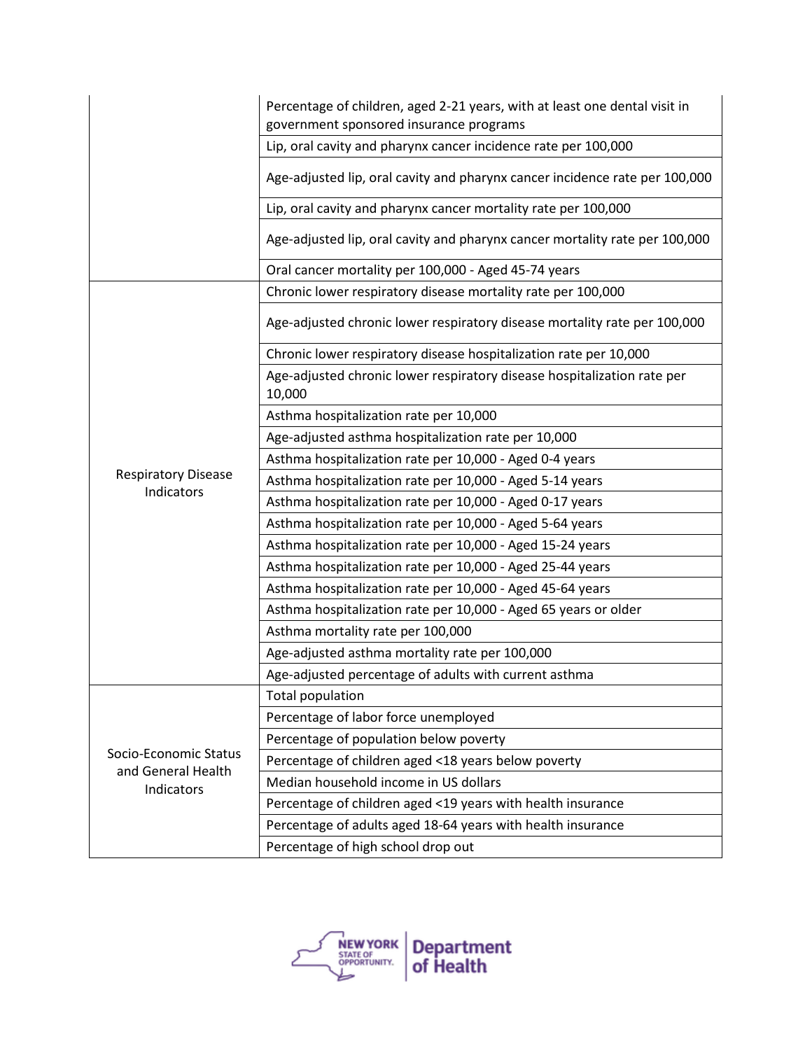| | |
|---|---|
| | Percentage of children, aged 2-21 years, with at least one dental visit in government sponsored insurance programs |
| | Lip, oral cavity and pharynx cancer incidence rate per 100,000 |
| | Age-adjusted lip, oral cavity and pharynx cancer incidence rate per 100,000 |
| | Lip, oral cavity and pharynx cancer mortality rate per 100,000 |
| | Age-adjusted lip, oral cavity and pharynx cancer mortality rate per 100,000 |
| | Oral cancer mortality per 100,000 - Aged 45-74 years |
| Respiratory Disease Indicators | Chronic lower respiratory disease mortality rate per 100,000 |
| | Age-adjusted chronic lower respiratory disease mortality rate per 100,000 |
| | Chronic lower respiratory disease hospitalization rate per 10,000 |
| | Age-adjusted chronic lower respiratory disease hospitalization rate per 10,000 |
| | Asthma hospitalization rate per 10,000 |
| | Age-adjusted asthma hospitalization rate per 10,000 |
| | Asthma hospitalization rate per 10,000 - Aged 0-4 years |
| | Asthma hospitalization rate per 10,000 - Aged 5-14 years |
| | Asthma hospitalization rate per 10,000 - Aged 0-17 years |
| | Asthma hospitalization rate per 10,000 - Aged 5-64 years |
| | Asthma hospitalization rate per 10,000 - Aged 15-24 years |
| | Asthma hospitalization rate per 10,000 - Aged 25-44 years |
| | Asthma hospitalization rate per 10,000 - Aged 45-64 years |
| | Asthma hospitalization rate per 10,000 - Aged 65 years or older |
| | Asthma mortality rate per 100,000 |
| | Age-adjusted asthma mortality rate per 100,000 |
| | Age-adjusted percentage of adults with current asthma |
| Socio-Economic Status and General Health Indicators | Total population |
| | Percentage of labor force unemployed |
| | Percentage of population below poverty |
| | Percentage of children aged <18 years below poverty |
| | Median household income in US dollars |
| | Percentage of children aged <19 years with health insurance |
| | Percentage of adults aged 18-64 years with health insurance |
| | Percentage of high school drop out |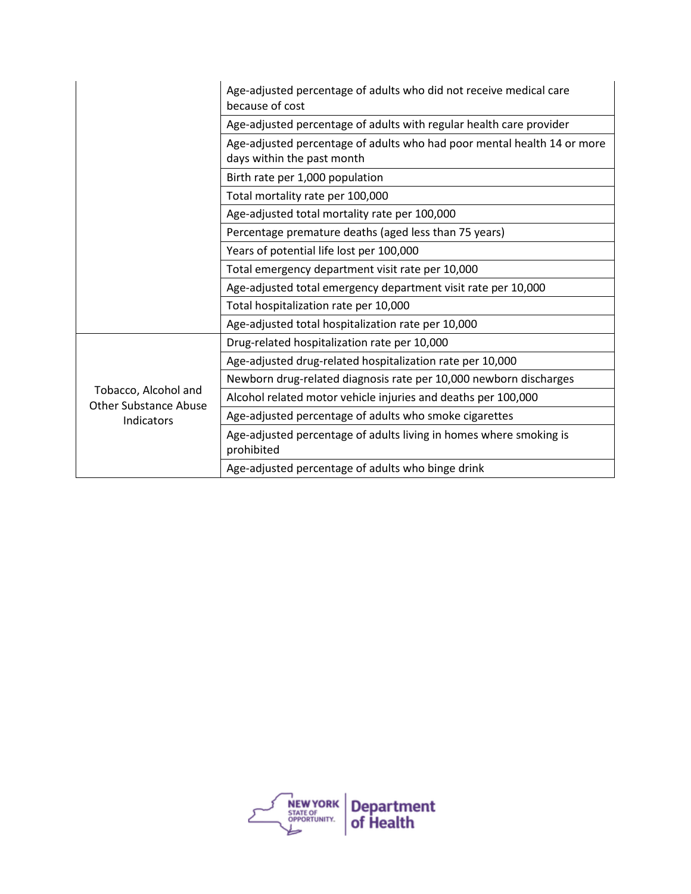| | |
|---|---|
| | Age-adjusted percentage of adults who did not receive medical care because of cost |
| | Age-adjusted percentage of adults with regular health care provider |
| | Age-adjusted percentage of adults who had poor mental health 14 or more days within the past month |
| | Birth rate per 1,000 population |
| | Total mortality rate per 100,000 |
| | Age-adjusted total mortality rate per 100,000 |
| | Percentage premature deaths (aged less than 75 years) |
| | Years of potential life lost per 100,000 |
| | Total emergency department visit rate per 10,000 |
| | Age-adjusted total emergency department visit rate per 10,000 |
| | Total hospitalization rate per 10,000 |
| | Age-adjusted total hospitalization rate per 10,000 |
| Tobacco, Alcohol and Other Substance Abuse Indicators | Drug-related hospitalization rate per 10,000 |
| | Age-adjusted drug-related hospitalization rate per 10,000 |
| | Newborn drug-related diagnosis rate per 10,000 newborn discharges |
| | Alcohol related motor vehicle injuries and deaths per 100,000 |
| | Age-adjusted percentage of adults who smoke cigarettes |
| | Age-adjusted percentage of adults living in homes where smoking is prohibited |
| | Age-adjusted percentage of adults who binge drink |